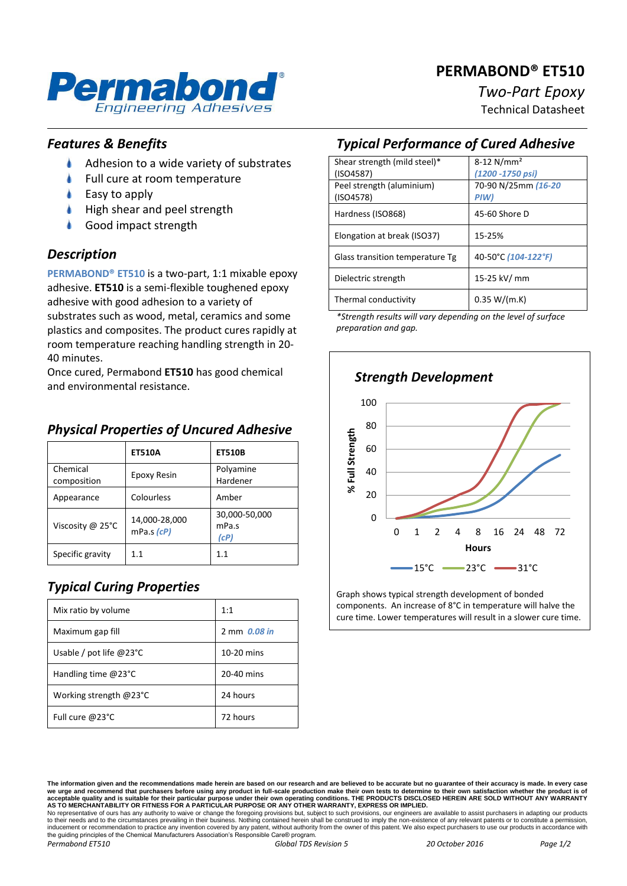# PERMABOND® ET510

*Two-Part Epoxy*

Technical Datasheet

## *Features & Benefits*

- Adhesion to a wide variety of substrates
- Full cure at room temperature
- Easy to apply
- High shear and peel strength
- Good impact strength

## *Description*

**PERMABOND® ET510** is a two-part, 1:1 mixable epoxy adhesive. **ET510** is a semi-flexible toughened epoxy adhesive with good adhesion to a variety of substrates such as wood, metal, ceramics and some plastics and composites. The product cures rapidly at room temperature reaching handling strength in 20-40 minutes.

Once cured, Permabond **ET510** has good chemical and environmental resistance.

## *Physical Properties of Uncured Adhesive*

| | ET510A | ET510B |
|---|---|---|
| Chemical composition | Epoxy Resin | Polyamine Hardener |
| Appearance | Colourless | Amber |
| Viscosity @ 25°C | 14,000-28,000 mPa.s *(cP)* | 30,000-50,000 mPa.s *(cP)* |
| Specific gravity | 1.1 | 1.1 |

## *Typical Curing Properties*

| | |
|---|---|
| Mix ratio by volume | 1:1 |
| Maximum gap fill | 2 mm *0.08 in* |
| Usable / pot life @23°C | 10-20 mins |
| Handling time @23°C | 20-40 mins |
| Working strength @23°C | 24 hours |
| Full cure @23°C | 72 hours |

## *Typical Performance of Cured Adhesive*

| | |
|---|---|
| Shear strength (mild steel)* (ISO4587) | 8-12 N/mm² *(1200 -1750 psi)* |
| Peel strength (aluminium) (ISO4578) | 70-90 N/25mm *(16-20 PIW)* |
| Hardness (ISO868) | 45-60 Shore D |
| Elongation at break (ISO37) | 15-25% |
| Glass transition temperature Tg | 40-50°C *(104-122°F)* |
| Dielectric strength | 15-25 kV/ mm |
| Thermal conductivity | 0.35 W/(m.K) |

*\*Strength results will vary depending on the level of surface preparation and gap.*

### *Strength Development*

Graph shows typical strength development of bonded components. An increase of 8°C in temperature will halve the cure time. Lower temperatures will result in a slower cure time.

**The information given and the recommendations made herein are based on our research and are believed to be accurate but no guarantee of their accuracy is made. In every case we urge and recommend that purchasers before using any product in full-scale production make their own tests to determine to their own satisfaction whether the product is of acceptable quality and is suitable for their particular purpose under their own operating conditions. THE PRODUCTS DISCLOSED HEREIN ARE SOLD WITHOUT ANY WARRANTY AS TO MERCHANTABILITY OR FITNESS FOR A PARTICULAR PURPOSE OR ANY OTHER WARRANTY, EXPRESS OR IMPLIED.**

No representative of ours has any authority to waive or change the foregoing provisions but, subject to such provisions, our engineers are available to assist purchasers in adapting our products to their needs and to the circumstances prevailing in their business. Nothing contained herein shall be construed to imply the non-existence of any relevant patents or to constitute a permission, inducement or recommendation to practice any invention covered by any patent, without authority from the owner of this patent. We also expect purchasers to use our products in accordance with the guiding principles of the Chemical Manufacturers Association's Responsible Care® program.

*Permabond ET510* *Global TDS Revision 5* *20 October 2016*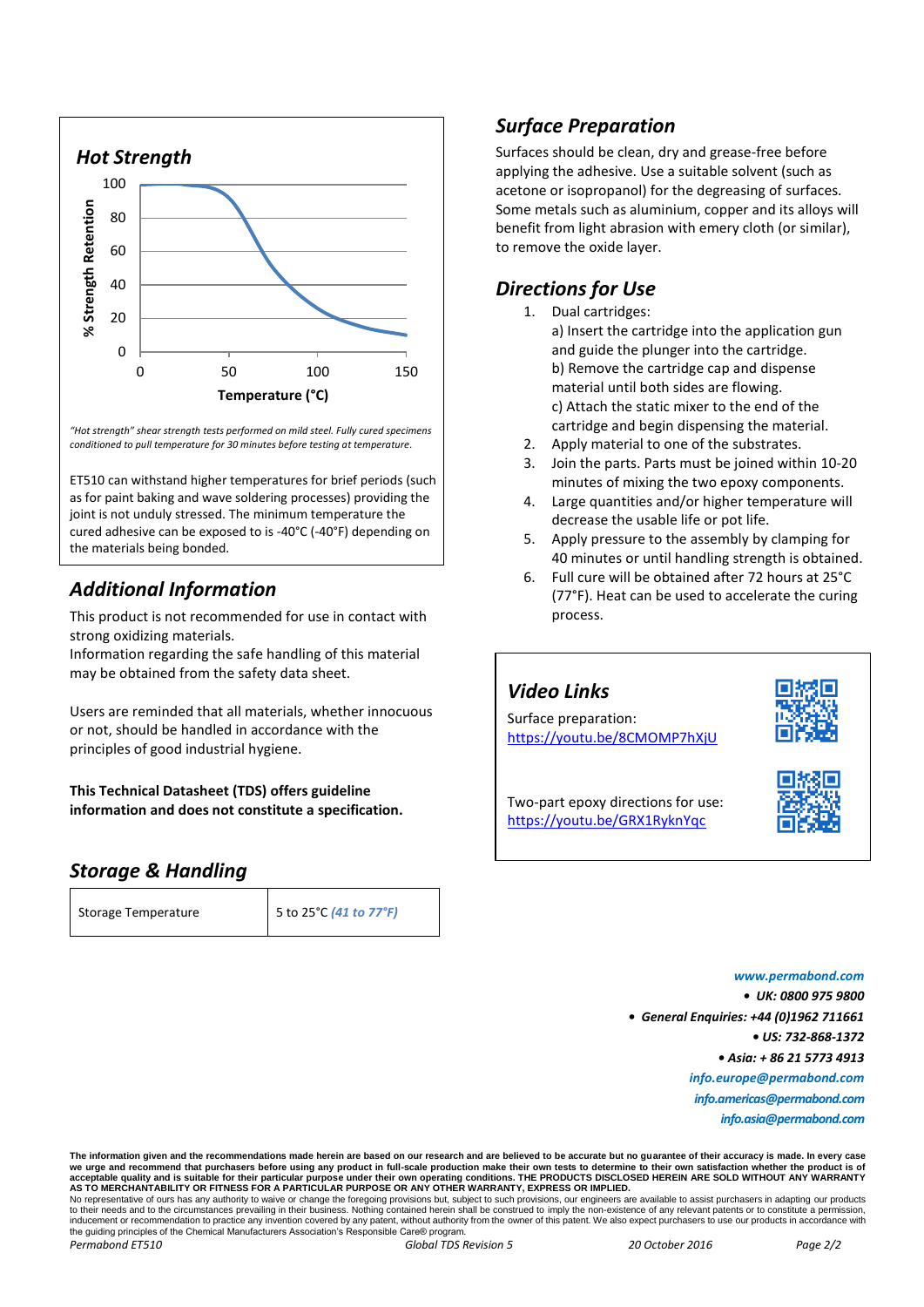## Hot Strength

*"Hot strength" shear strength tests performed on mild steel. Fully cured specimens conditioned to pull temperature for 30 minutes before testing at temperature.*

ET510 can withstand higher temperatures for brief periods (such as for paint baking and wave soldering processes) providing the joint is not unduly stressed. The minimum temperature the cured adhesive can be exposed to is -40°C (-40°F) depending on the materials being bonded.

## Additional Information

This product is not recommended for use in contact with strong oxidizing materials.
Information regarding the safe handling of this material may be obtained from the safety data sheet.

Users are reminded that all materials, whether innocuous or not, should be handled in accordance with the principles of good industrial hygiene.

**This Technical Datasheet (TDS) offers guideline information and does not constitute a specification.**

## Storage & Handling

| Storage Temperature | 5 to 25°C *(41 to 77°F)* |
|---|---|

## Surface Preparation

Surfaces should be clean, dry and grease-free before applying the adhesive. Use a suitable solvent (such as acetone or isopropanol) for the degreasing of surfaces. Some metals such as aluminium, copper and its alloys will benefit from light abrasion with emery cloth (or similar), to remove the oxide layer.

## Directions for Use

1. Dual cartridges:
   a) Insert the cartridge into the application gun and guide the plunger into the cartridge.
   b) Remove the cartridge cap and dispense material until both sides are flowing.
   c) Attach the static mixer to the end of the cartridge and begin dispensing the material.
2. Apply material to one of the substrates.
3. Join the parts. Parts must be joined within 10-20 minutes of mixing the two epoxy components.
4. Large quantities and/or higher temperature will decrease the usable life or pot life.
5. Apply pressure to the assembly by clamping for 40 minutes or until handling strength is obtained.
6. Full cure will be obtained after 72 hours at 25°C (77°F). Heat can be used to accelerate the curing process.

## Video Links

Surface preparation:
https://youtu.be/8CMOMP7hXjU

Two-part epoxy directions for use:
https://youtu.be/GRX1RyknYqc

*www.permabond.com*
- *UK: 0800 975 9800*
- *General Enquiries: +44 (0)1962 711661*
- *US: 732-868-1372*
- *Asia: + 86 21 5773 4913*

*info.europe@permabond.com*
*info.americas@permabond.com*
*info.asia@permabond.com*

**The information given and the recommendations made herein are based on our research and are believed to be accurate but no guarantee of their accuracy is made. In every case we urge and recommend that purchasers before using any product in full-scale production make their own tests to determine to their own satisfaction whether the product is of acceptable quality and is suitable for their particular purpose under their own operating conditions. THE PRODUCTS DISCLOSED HEREIN ARE SOLD WITHOUT ANY WARRANTY AS TO MERCHANTABILITY OR FITNESS FOR A PARTICULAR PURPOSE OR ANY OTHER WARRANTY, EXPRESS OR IMPLIED.**
No representative of ours has any authority to waive or change the foregoing provisions but, subject to such provisions, our engineers are available to assist purchasers in adapting our products to their needs and to the circumstances prevailing in their business. Nothing contained herein shall be construed to imply the non-existence of any relevant patents or to constitute a permission, inducement or recommendation to practice any invention covered by any patent, without authority from the owner of this patent. We also expect purchasers to use our products in accordance with the guiding principles of the Chemical Manufacturers Association's Responsible Care® program.

*Permabond ET510* — *Global TDS Revision 5* — *20 October 2016*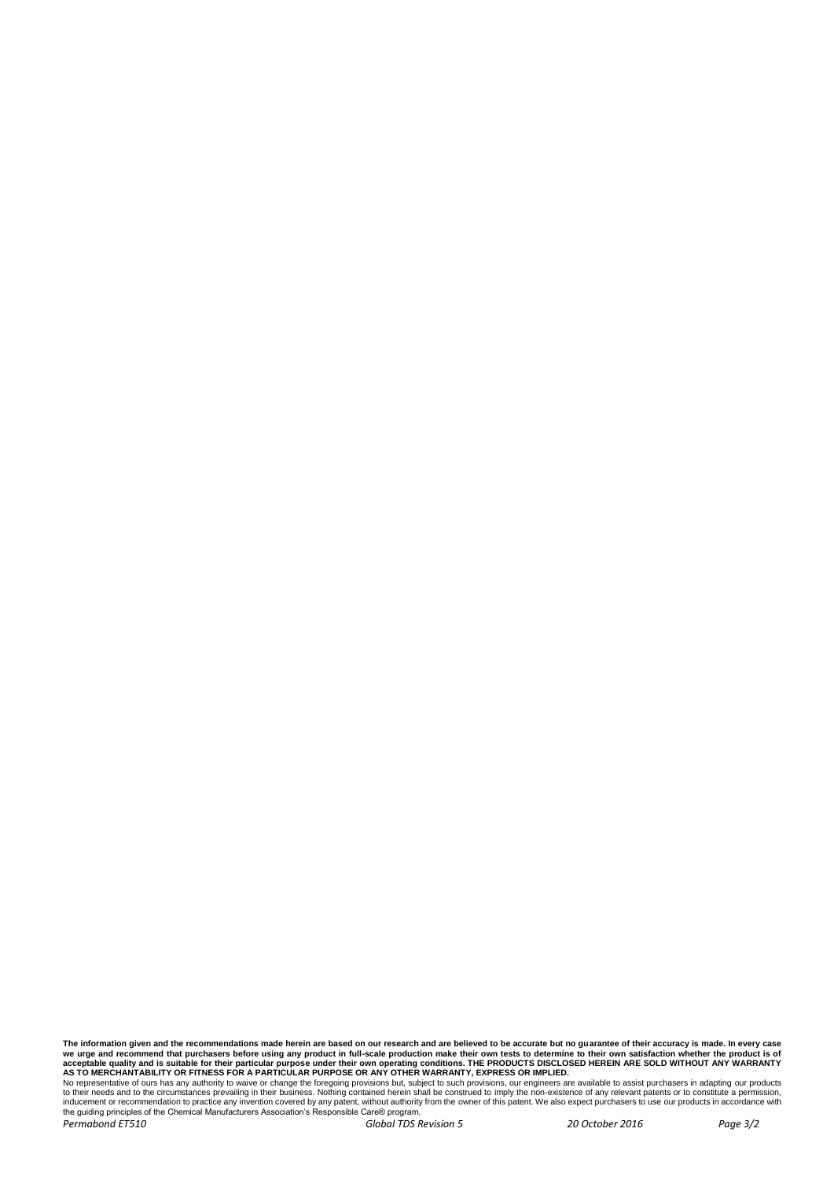**The information given and the recommendations made herein are based on our research and are believed to be accurate but no guarantee of their accuracy is made. In every case we urge and recommend that purchasers before using any product in full-scale production make their own tests to determine to their own satisfaction whether the product is of acceptable quality and is suitable for their particular purpose under their own operating conditions. THE PRODUCTS DISCLOSED HEREIN ARE SOLD WITHOUT ANY WARRANTY AS TO MERCHANTABILITY OR FITNESS FOR A PARTICULAR PURPOSE OR ANY OTHER WARRANTY, EXPRESS OR IMPLIED.**

No representative of ours has any authority to waive or change the foregoing provisions but, subject to such provisions, our engineers are available to assist purchasers in adapting our products to their needs and to the circumstances prevailing in their business. Nothing contained herein shall be construed to imply the non-existence of any relevant patents or to constitute a permission, inducement or recommendation to practice any invention covered by any patent, without authority from the owner of this patent. We also expect purchasers to use our products in accordance with the guiding principles of the Chemical Manufacturers Association's Responsible Care® program.